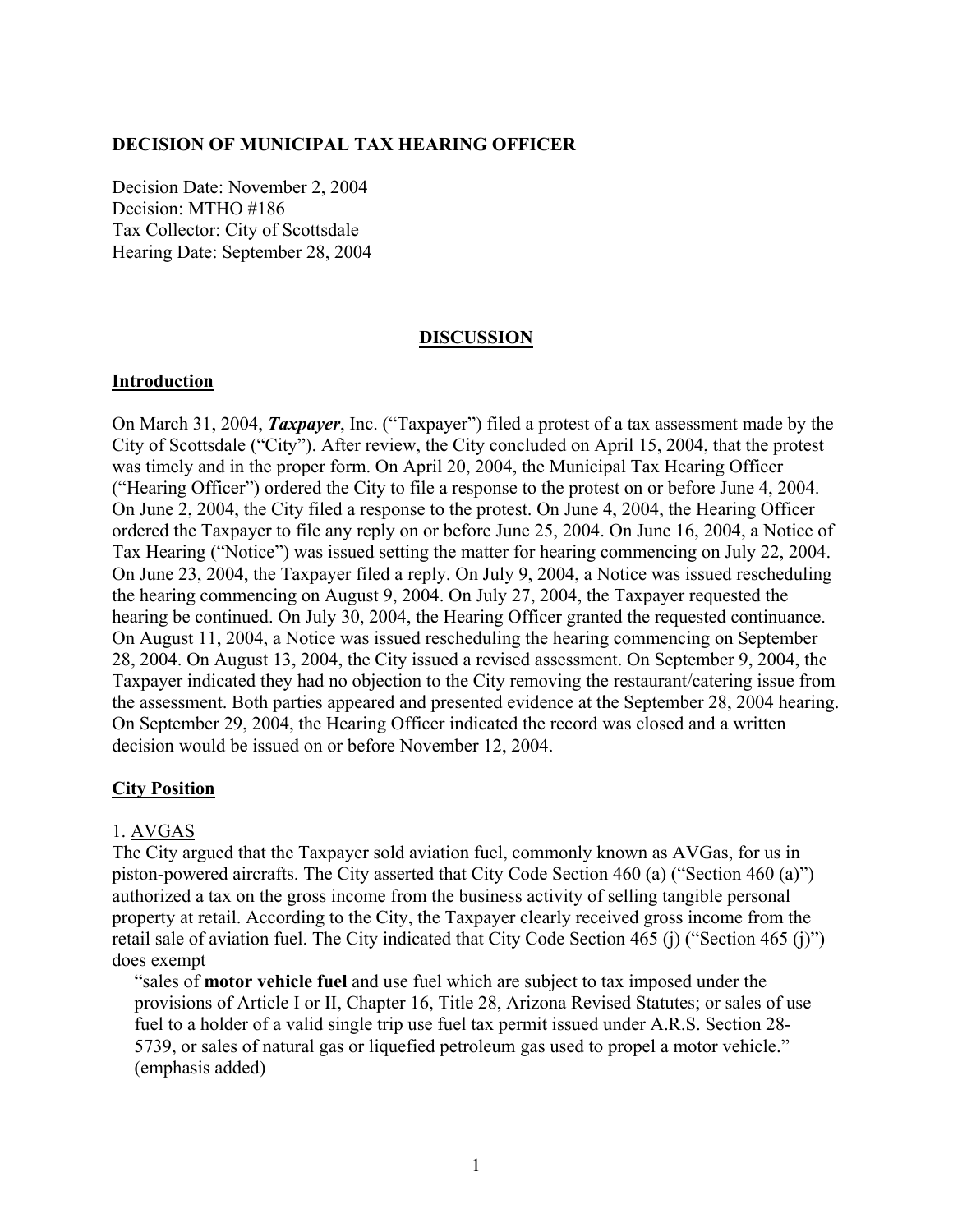**DECISION OF MUNICIPAL TAX HEARING OFFICER**

Decision Date: November 2, 2004
Decision: MTHO #186
Tax Collector: City of Scottsdale
Hearing Date: September 28, 2004

## DISCUSSION

### Introduction

On March 31, 2004, ***Taxpayer***, Inc. ("Taxpayer") filed a protest of a tax assessment made by the City of Scottsdale ("City"). After review, the City concluded on April 15, 2004, that the protest was timely and in the proper form. On April 20, 2004, the Municipal Tax Hearing Officer ("Hearing Officer") ordered the City to file a response to the protest on or before June 4, 2004. On June 2, 2004, the City filed a response to the protest. On June 4, 2004, the Hearing Officer ordered the Taxpayer to file any reply on or before June 25, 2004. On June 16, 2004, a Notice of Tax Hearing ("Notice") was issued setting the matter for hearing commencing on July 22, 2004. On June 23, 2004, the Taxpayer filed a reply. On July 9, 2004, a Notice was issued rescheduling the hearing commencing on August 9, 2004. On July 27, 2004, the Taxpayer requested the hearing be continued. On July 30, 2004, the Hearing Officer granted the requested continuance. On August 11, 2004, a Notice was issued rescheduling the hearing commencing on September 28, 2004. On August 13, 2004, the City issued a revised assessment. On September 9, 2004, the Taxpayer indicated they had no objection to the City removing the restaurant/catering issue from the assessment. Both parties appeared and presented evidence at the September 28, 2004 hearing. On September 29, 2004, the Hearing Officer indicated the record was closed and a written decision would be issued on or before November 12, 2004.

### City Position

1. AVGAS

The City argued that the Taxpayer sold aviation fuel, commonly known as AVGas, for us in piston-powered aircrafts. The City asserted that City Code Section 460 (a) ("Section 460 (a)") authorized a tax on the gross income from the business activity of selling tangible personal property at retail. According to the City, the Taxpayer clearly received gross income from the retail sale of aviation fuel. The City indicated that City Code Section 465 (j) ("Section 465 (j)") does exempt

> "sales of **motor vehicle fuel** and use fuel which are subject to tax imposed under the provisions of Article I or II, Chapter 16, Title 28, Arizona Revised Statutes; or sales of use fuel to a holder of a valid single trip use fuel tax permit issued under A.R.S. Section 28-5739, or sales of natural gas or liquefied petroleum gas used to propel a motor vehicle." (emphasis added)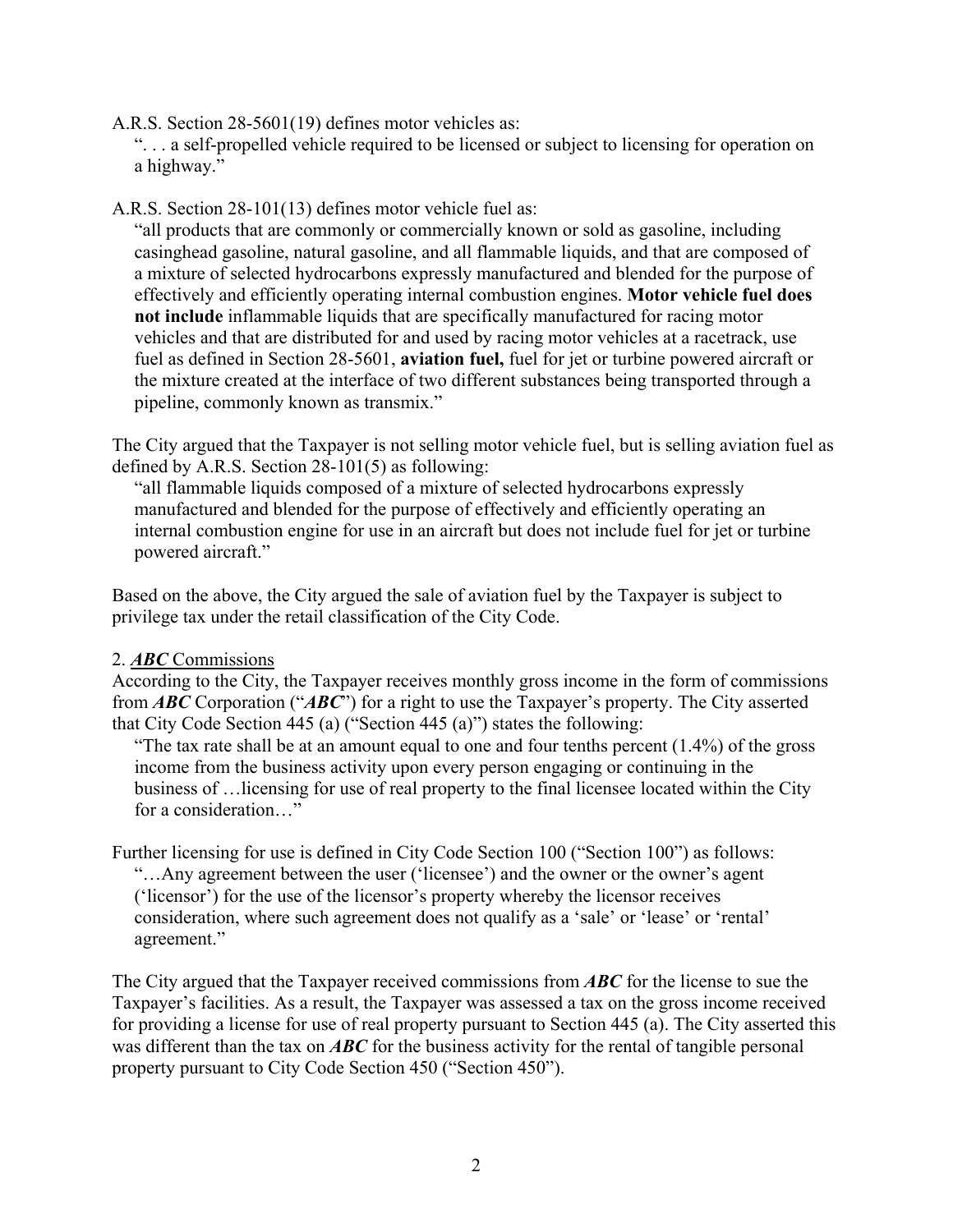A.R.S. Section 28-5601(19) defines motor vehicles as:

> ". . . a self-propelled vehicle required to be licensed or subject to licensing for operation on a highway."

A.R.S. Section 28-101(13) defines motor vehicle fuel as:

> "all products that are commonly or commercially known or sold as gasoline, including casinghead gasoline, natural gasoline, and all flammable liquids, and that are composed of a mixture of selected hydrocarbons expressly manufactured and blended for the purpose of effectively and efficiently operating internal combustion engines. **Motor vehicle fuel does not include** inflammable liquids that are specifically manufactured for racing motor vehicles and that are distributed for and used by racing motor vehicles at a racetrack, use fuel as defined in Section 28-5601, **aviation fuel,** fuel for jet or turbine powered aircraft or the mixture created at the interface of two different substances being transported through a pipeline, commonly known as transmix."

The City argued that the Taxpayer is not selling motor vehicle fuel, but is selling aviation fuel as defined by A.R.S. Section 28-101(5) as following:

> "all flammable liquids composed of a mixture of selected hydrocarbons expressly manufactured and blended for the purpose of effectively and efficiently operating an internal combustion engine for use in an aircraft but does not include fuel for jet or turbine powered aircraft."

Based on the above, the City argued the sale of aviation fuel by the Taxpayer is subject to privilege tax under the retail classification of the City Code.

2. ***ABC*** Commissions

According to the City, the Taxpayer receives monthly gross income in the form of commissions from ***ABC*** Corporation ("***ABC***") for a right to use the Taxpayer's property. The City asserted that City Code Section 445 (a) ("Section 445 (a)") states the following:

> "The tax rate shall be at an amount equal to one and four tenths percent (1.4%) of the gross income from the business activity upon every person engaging or continuing in the business of …licensing for use of real property to the final licensee located within the City for a consideration…"

Further licensing for use is defined in City Code Section 100 ("Section 100") as follows:

> "…Any agreement between the user ('licensee') and the owner or the owner's agent ('licensor') for the use of the licensor's property whereby the licensor receives consideration, where such agreement does not qualify as a 'sale' or 'lease' or 'rental' agreement."

The City argued that the Taxpayer received commissions from ***ABC*** for the license to sue the Taxpayer's facilities. As a result, the Taxpayer was assessed a tax on the gross income received for providing a license for use of real property pursuant to Section 445 (a). The City asserted this was different than the tax on ***ABC*** for the business activity for the rental of tangible personal property pursuant to City Code Section 450 ("Section 450").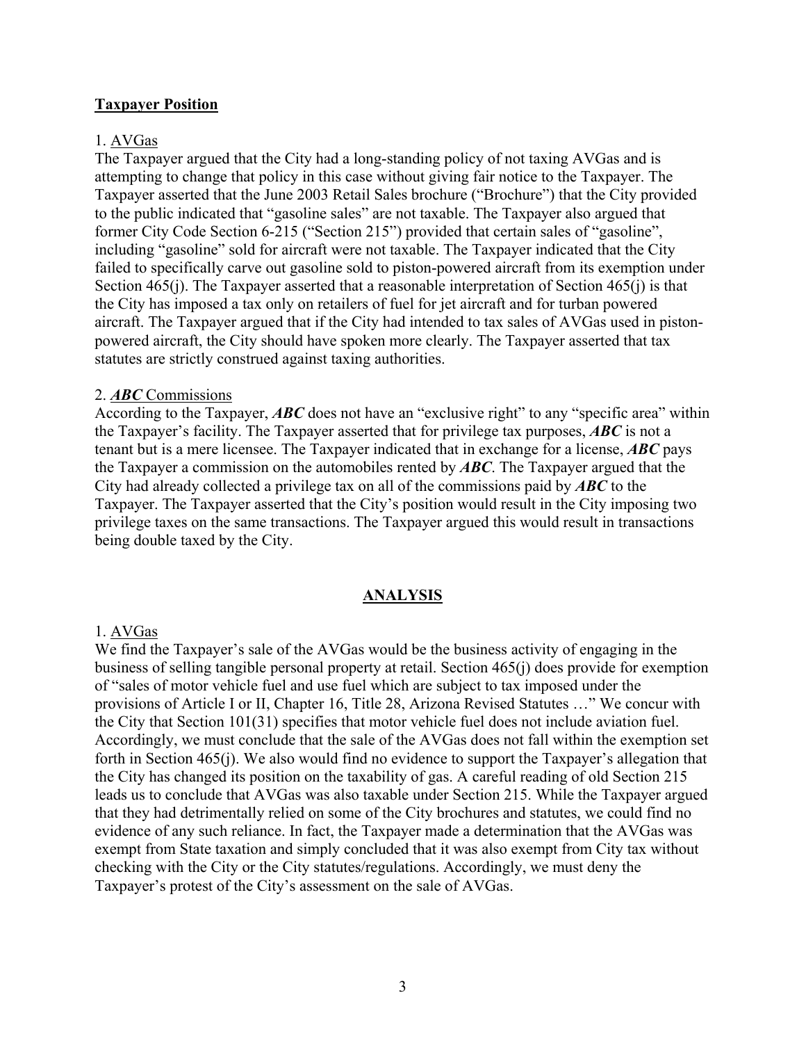**Taxpayer Position**

1. AVGas

The Taxpayer argued that the City had a long-standing policy of not taxing AVGas and is attempting to change that policy in this case without giving fair notice to the Taxpayer. The Taxpayer asserted that the June 2003 Retail Sales brochure ("Brochure") that the City provided to the public indicated that "gasoline sales" are not taxable. The Taxpayer also argued that former City Code Section 6-215 ("Section 215") provided that certain sales of "gasoline", including "gasoline" sold for aircraft were not taxable. The Taxpayer indicated that the City failed to specifically carve out gasoline sold to piston-powered aircraft from its exemption under Section 465(j). The Taxpayer asserted that a reasonable interpretation of Section 465(j) is that the City has imposed a tax only on retailers of fuel for jet aircraft and for turban powered aircraft. The Taxpayer argued that if the City had intended to tax sales of AVGas used in piston-powered aircraft, the City should have spoken more clearly. The Taxpayer asserted that tax statutes are strictly construed against taxing authorities.

2. ***ABC*** Commissions

According to the Taxpayer, ***ABC*** does not have an "exclusive right" to any "specific area" within the Taxpayer's facility. The Taxpayer asserted that for privilege tax purposes, ***ABC*** is not a tenant but is a mere licensee. The Taxpayer indicated that in exchange for a license, ***ABC*** pays the Taxpayer a commission on the automobiles rented by ***ABC***. The Taxpayer argued that the City had already collected a privilege tax on all of the commissions paid by ***ABC*** to the Taxpayer. The Taxpayer asserted that the City's position would result in the City imposing two privilege taxes on the same transactions. The Taxpayer argued this would result in transactions being double taxed by the City.

## ANALYSIS

1. AVGas

We find the Taxpayer's sale of the AVGas would be the business activity of engaging in the business of selling tangible personal property at retail. Section 465(j) does provide for exemption of "sales of motor vehicle fuel and use fuel which are subject to tax imposed under the provisions of Article I or II, Chapter 16, Title 28, Arizona Revised Statutes …" We concur with the City that Section 101(31) specifies that motor vehicle fuel does not include aviation fuel. Accordingly, we must conclude that the sale of the AVGas does not fall within the exemption set forth in Section 465(j). We also would find no evidence to support the Taxpayer's allegation that the City has changed its position on the taxability of gas. A careful reading of old Section 215 leads us to conclude that AVGas was also taxable under Section 215. While the Taxpayer argued that they had detrimentally relied on some of the City brochures and statutes, we could find no evidence of any such reliance. In fact, the Taxpayer made a determination that the AVGas was exempt from State taxation and simply concluded that it was also exempt from City tax without checking with the City or the City statutes/regulations. Accordingly, we must deny the Taxpayer's protest of the City's assessment on the sale of AVGas.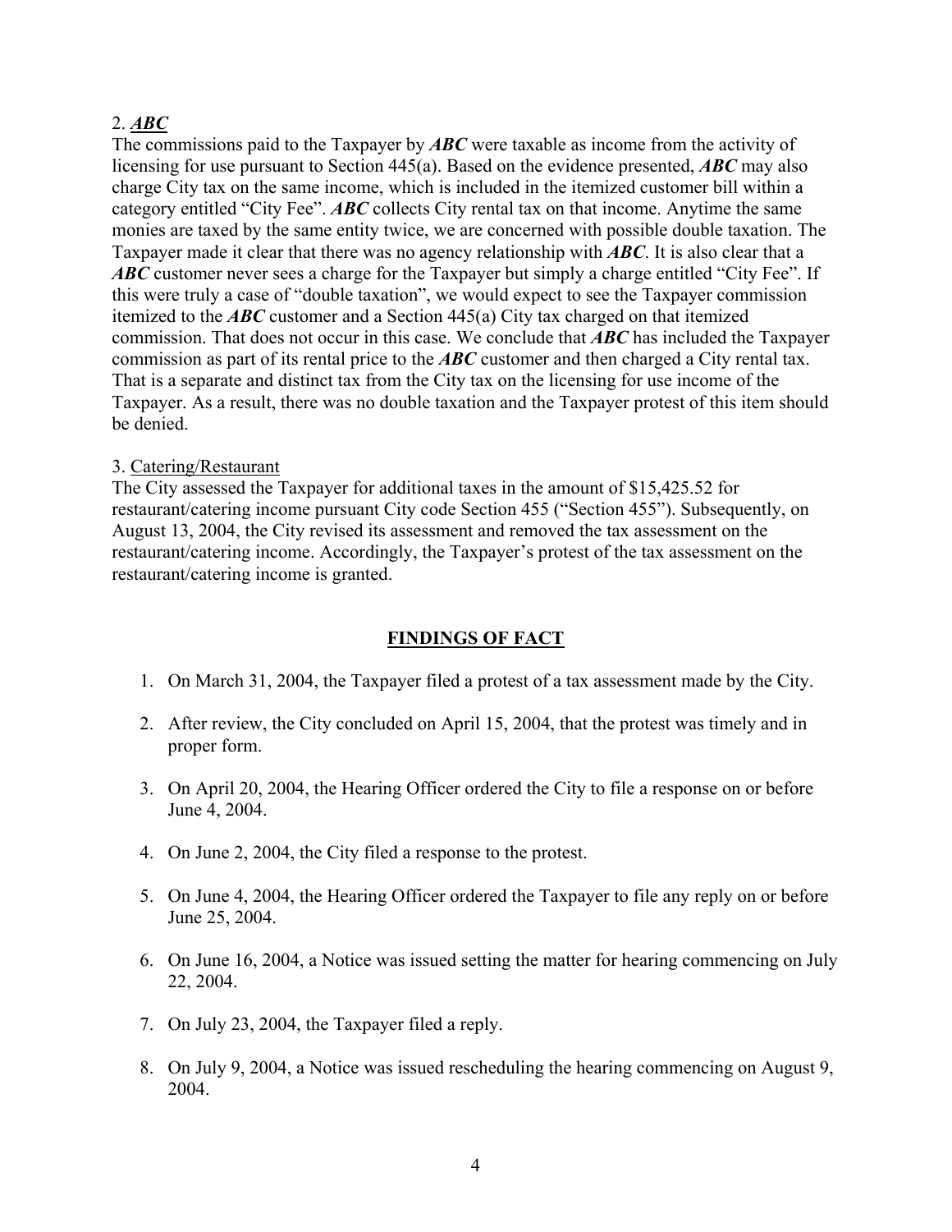2. ***ABC***

The commissions paid to the Taxpayer by ***ABC*** were taxable as income from the activity of licensing for use pursuant to Section 445(a). Based on the evidence presented, ***ABC*** may also charge City tax on the same income, which is included in the itemized customer bill within a category entitled "City Fee". ***ABC*** collects City rental tax on that income. Anytime the same monies are taxed by the same entity twice, we are concerned with possible double taxation. The Taxpayer made it clear that there was no agency relationship with ***ABC***. It is also clear that a ***ABC*** customer never sees a charge for the Taxpayer but simply a charge entitled "City Fee". If this were truly a case of "double taxation", we would expect to see the Taxpayer commission itemized to the ***ABC*** customer and a Section 445(a) City tax charged on that itemized commission. That does not occur in this case. We conclude that ***ABC*** has included the Taxpayer commission as part of its rental price to the ***ABC*** customer and then charged a City rental tax. That is a separate and distinct tax from the City tax on the licensing for use income of the Taxpayer. As a result, there was no double taxation and the Taxpayer protest of this item should be denied.

3. Catering/Restaurant

The City assessed the Taxpayer for additional taxes in the amount of $15,425.52 for restaurant/catering income pursuant City code Section 455 ("Section 455"). Subsequently, on August 13, 2004, the City revised its assessment and removed the tax assessment on the restaurant/catering income. Accordingly, the Taxpayer's protest of the tax assessment on the restaurant/catering income is granted.

## FINDINGS OF FACT

1. On March 31, 2004, the Taxpayer filed a protest of a tax assessment made by the City.
2. After review, the City concluded on April 15, 2004, that the protest was timely and in proper form.
3. On April 20, 2004, the Hearing Officer ordered the City to file a response on or before June 4, 2004.
4. On June 2, 2004, the City filed a response to the protest.
5. On June 4, 2004, the Hearing Officer ordered the Taxpayer to file any reply on or before June 25, 2004.
6. On June 16, 2004, a Notice was issued setting the matter for hearing commencing on July 22, 2004.
7. On July 23, 2004, the Taxpayer filed a reply.
8. On July 9, 2004, a Notice was issued rescheduling the hearing commencing on August 9, 2004.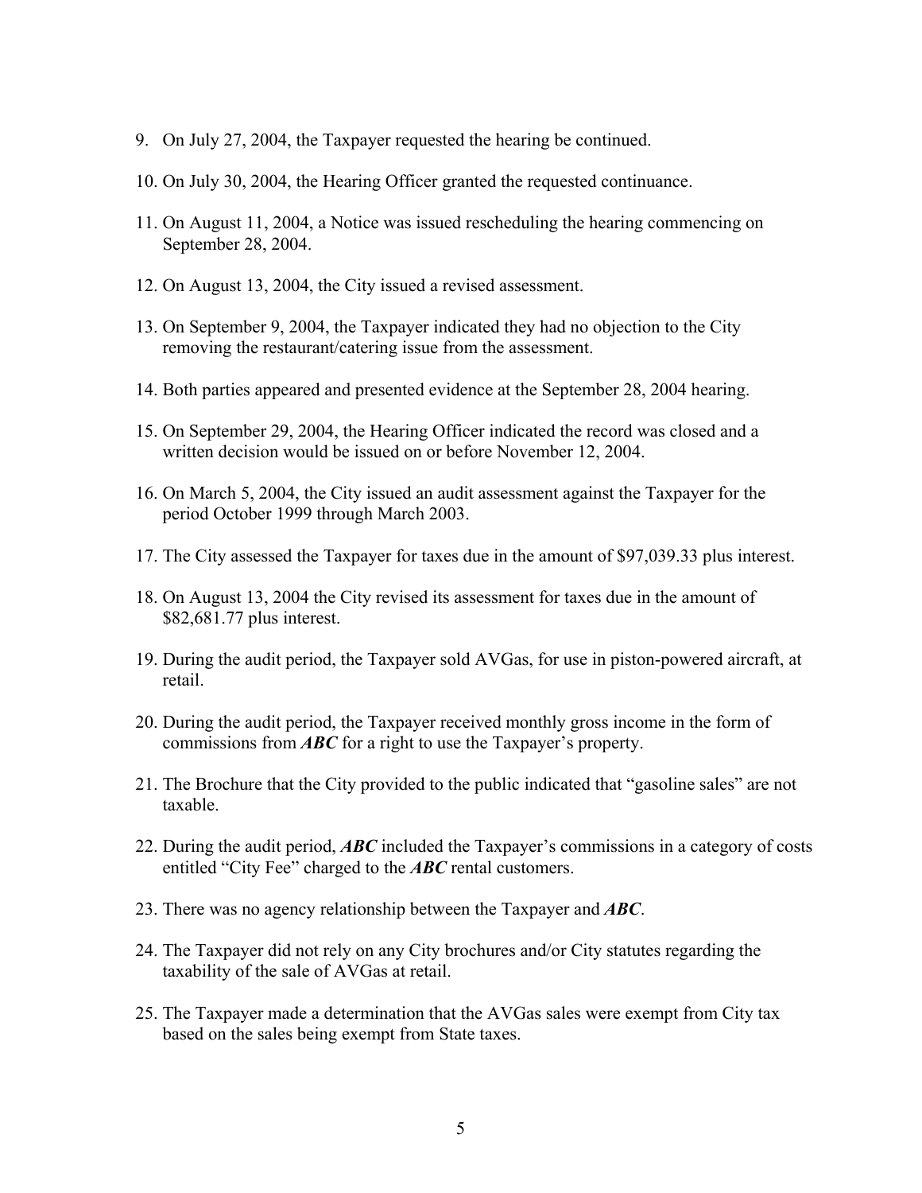9. On July 27, 2004, the Taxpayer requested the hearing be continued.

10. On July 30, 2004, the Hearing Officer granted the requested continuance.

11. On August 11, 2004, a Notice was issued rescheduling the hearing commencing on September 28, 2004.

12. On August 13, 2004, the City issued a revised assessment.

13. On September 9, 2004, the Taxpayer indicated they had no objection to the City removing the restaurant/catering issue from the assessment.

14. Both parties appeared and presented evidence at the September 28, 2004 hearing.

15. On September 29, 2004, the Hearing Officer indicated the record was closed and a written decision would be issued on or before November 12, 2004.

16. On March 5, 2004, the City issued an audit assessment against the Taxpayer for the period October 1999 through March 2003.

17. The City assessed the Taxpayer for taxes due in the amount of $97,039.33 plus interest.

18. On August 13, 2004 the City revised its assessment for taxes due in the amount of $82,681.77 plus interest.

19. During the audit period, the Taxpayer sold AVGas, for use in piston-powered aircraft, at retail.

20. During the audit period, the Taxpayer received monthly gross income in the form of commissions from ***ABC*** for a right to use the Taxpayer's property.

21. The Brochure that the City provided to the public indicated that "gasoline sales" are not taxable.

22. During the audit period, ***ABC*** included the Taxpayer's commissions in a category of costs entitled "City Fee" charged to the ***ABC*** rental customers.

23. There was no agency relationship between the Taxpayer and ***ABC***.

24. The Taxpayer did not rely on any City brochures and/or City statutes regarding the taxability of the sale of AVGas at retail.

25. The Taxpayer made a determination that the AVGas sales were exempt from City tax based on the sales being exempt from State taxes.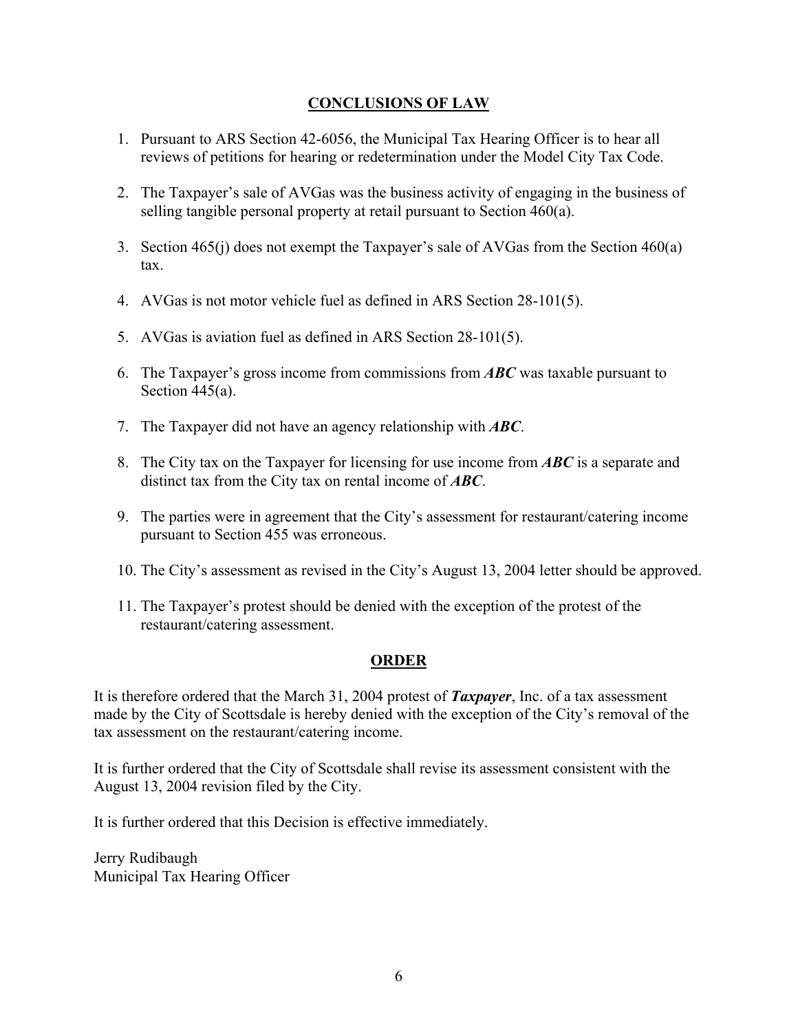## CONCLUSIONS OF LAW

1. Pursuant to ARS Section 42-6056, the Municipal Tax Hearing Officer is to hear all reviews of petitions for hearing or redetermination under the Model City Tax Code.

2. The Taxpayer's sale of AVGas was the business activity of engaging in the business of selling tangible personal property at retail pursuant to Section 460(a).

3. Section 465(j) does not exempt the Taxpayer's sale of AVGas from the Section 460(a) tax.

4. AVGas is not motor vehicle fuel as defined in ARS Section 28-101(5).

5. AVGas is aviation fuel as defined in ARS Section 28-101(5).

6. The Taxpayer's gross income from commissions from ***ABC*** was taxable pursuant to Section 445(a).

7. The Taxpayer did not have an agency relationship with ***ABC***.

8. The City tax on the Taxpayer for licensing for use income from ***ABC*** is a separate and distinct tax from the City tax on rental income of ***ABC***.

9. The parties were in agreement that the City's assessment for restaurant/catering income pursuant to Section 455 was erroneous.

10. The City's assessment as revised in the City's August 13, 2004 letter should be approved.

11. The Taxpayer's protest should be denied with the exception of the protest of the restaurant/catering assessment.

## ORDER

It is therefore ordered that the March 31, 2004 protest of ***Taxpayer***, Inc. of a tax assessment made by the City of Scottsdale is hereby denied with the exception of the City's removal of the tax assessment on the restaurant/catering income.

It is further ordered that the City of Scottsdale shall revise its assessment consistent with the August 13, 2004 revision filed by the City.

It is further ordered that this Decision is effective immediately.

Jerry Rudibaugh
Municipal Tax Hearing Officer